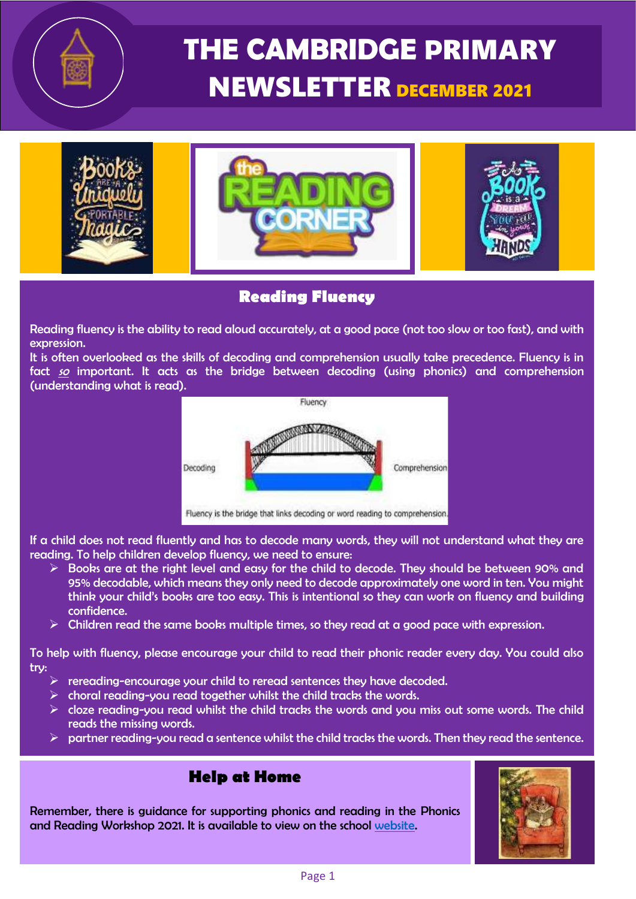# THE CAMBRIDGE PRIMARY NEWSLETTER DECEMBER 2021

## Reading Fluency

Reading fluency is the ability to read aloud accurately, at a good pace (not too slow or too fast), and with expression.

It is often overlooked as the skills of decoding and comprehension usually take precedence. Fluency is in fact *so* important. It acts as the bridge between decoding (using phonics) and comprehension (understanding what is read).

Fluency is the bridge that links decoding or word reading to comprehension.

If a child does not read fluently and has to decode many words, they will not understand what they are reading. To help children develop fluency, we need to ensure:

- Books are at the right level and easy for the child to decode. They should be between 90% and 95% decodable, which means they only need to decode approximately one word in ten. You might think your child's books are too easy. This is intentional so they can work on fluency and building confidence.
- Children read the same books multiple times, so they read at a good pace with expression.

To help with fluency, please encourage your child to read their phonic reader every day. You could also try:

- rereading-encourage your child to reread sentences they have decoded.
- choral reading-you read together whilst the child tracks the words.
- cloze reading-you read whilst the child tracks the words and you miss out some words. The child reads the missing words.
- partner reading-you read a sentence whilst the child tracks the words. Then they read the sentence.

## Help at Home

Remember, there is guidance for supporting phonics and reading in the Phonics and Reading Workshop 2021. It is available to view on the school website.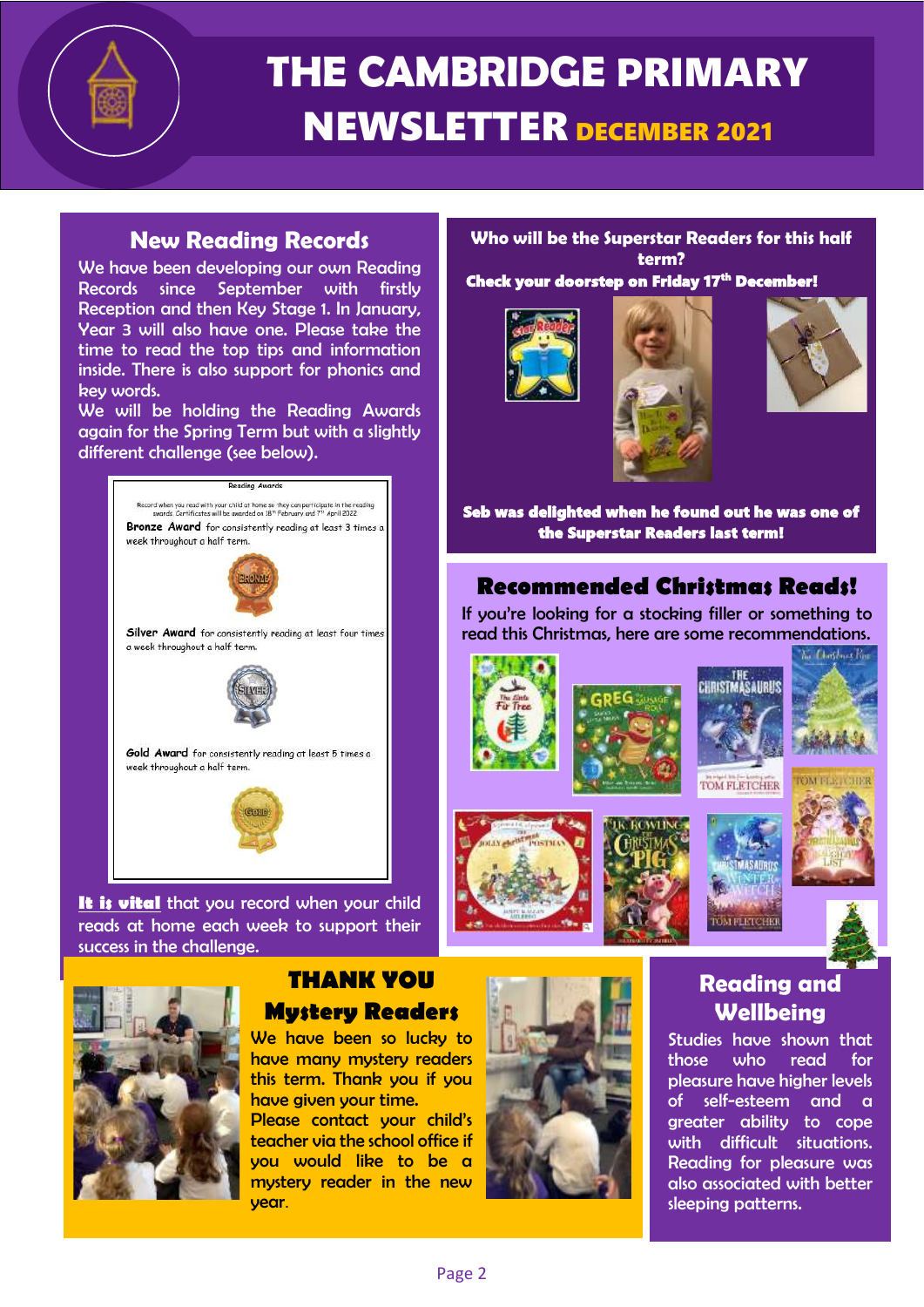# THE CAMBRIDGE PRIMARY NEWSLETTER DECEMBER 2021

## New Reading Records

We have been developing our own Reading Records since September with firstly Reception and then Key Stage 1. In January, Year 3 will also have one. Please take the time to read the top tips and information inside. There is also support for phonics and key words.

We will be holding the Reading Awards again for the Spring Term but with a slightly different challenge (see below).

Reading Awards

Record when you read with your child at home so they can participate in the reading awards. Certificates will be awarded on 18th February and 7th April 2022

**Bronze Award** for consistently reading at least 3 times a week throughout a half term.

**Silver Award** for consistently reading at least four times a week throughout a half term.

**Gold Award** for consistently reading at least 5 times a week throughout a half term.

**It is vital** that you record when your child reads at home each week to support their success in the challenge.

## Who will be the Superstar Readers for this half term?

**Check your doorstep on Friday 17th December!**

**Seb was delighted when he found out he was one of the Superstar Readers last term!**

## Recommended Christmas Reads!

If you're looking for a stocking filler or something to read this Christmas, here are some recommendations.

## THANK YOU Mystery Readers

We have been so lucky to have many mystery readers this term. Thank you if you have given your time.

Please contact your child's teacher via the school office if you would like to be a mystery reader in the new year.

## Reading and Wellbeing

Studies have shown that those who read for pleasure have higher levels of self-esteem and a greater ability to cope with difficult situations. Reading for pleasure was also associated with better sleeping patterns.